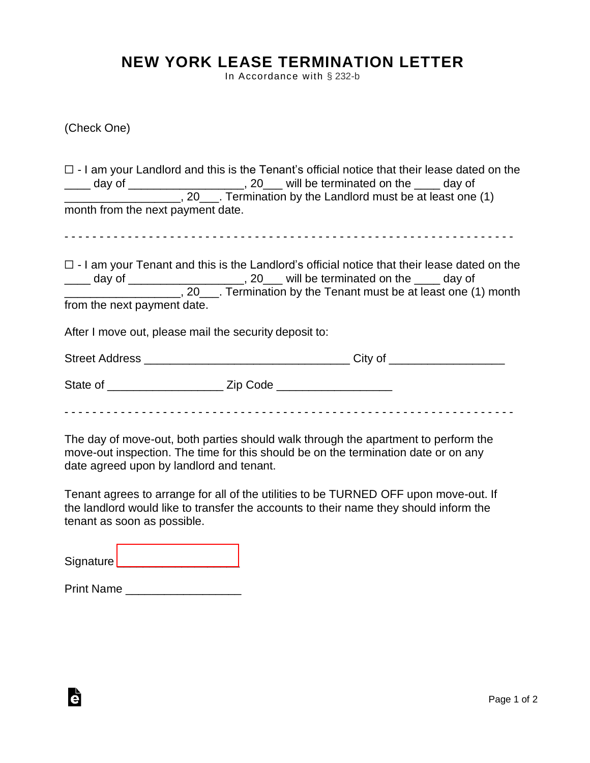# NEW YORK LEASE TERMINATION LETTER

In Accordance with § 232-b

(Check One)

☐ - I am your Landlord and this is the Tenant's official notice that their lease dated on the ____ day of __________________, 20___ will be terminated on the ____ day of __________________, 20___. Termination by the Landlord must be at least one (1) month from the next payment date.

- - - - - - - - - - - - - - - - - - - - - - - - - - - - - - - - - - - - - - - - - - - - - - - - - - - - - - - - - - - - - - -

☐ - I am your Tenant and this is the Landlord's official notice that their lease dated on the ____ day of __________________, 20___ will be terminated on the ____ day of __________________, 20___. Termination by the Tenant must be at least one (1) month from the next payment date.

After I move out, please mail the security deposit to:

Street Address ________________________________ City of __________________

State of __________________ Zip Code __________________

- - - - - - - - - - - - - - - - - - - - - - - - - - - - - - - - - - - - - - - - - - - - - - - - - - - - - - - - - - - - - - -

The day of move-out, both parties should walk through the apartment to perform the move-out inspection. The time for this should be on the termination date or on any date agreed upon by landlord and tenant.

Tenant agrees to arrange for all of the utilities to be TURNED OFF upon move-out. If the landlord would like to transfer the accounts to their name they should inform the tenant as soon as possible.

Signature __________________

Print Name __________________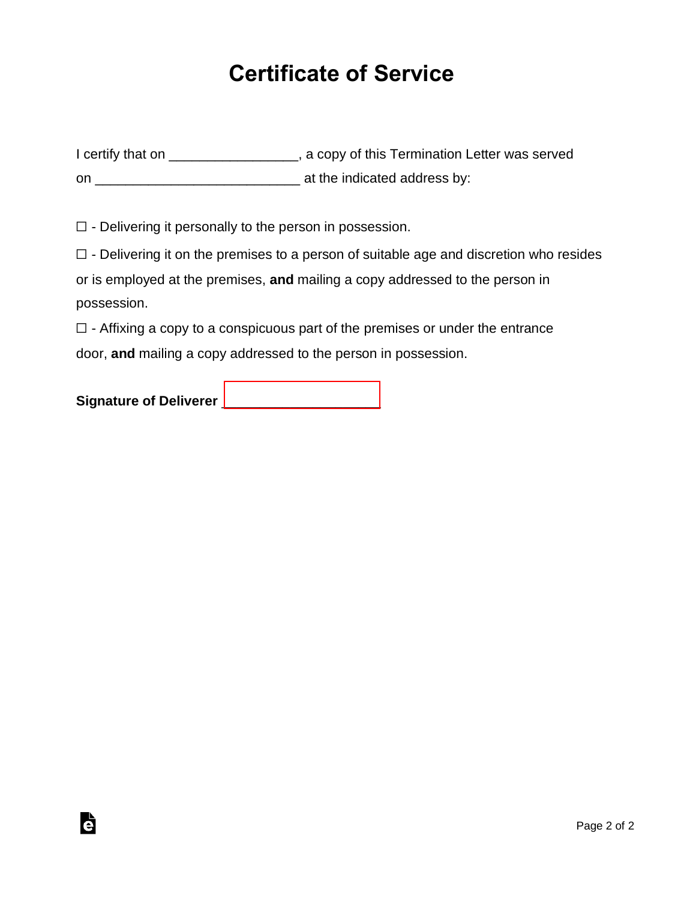# Certificate of Service

I certify that on _________________, a copy of this Termination Letter was served on ___________________________ at the indicated address by:

☐ - Delivering it personally to the person in possession.

☐ - Delivering it on the premises to a person of suitable age and discretion who resides or is employed at the premises, **and** mailing a copy addressed to the person in possession.

☐ - Affixing a copy to a conspicuous part of the premises or under the entrance door, **and** mailing a copy addressed to the person in possession.

**Signature of Deliverer** _____________________